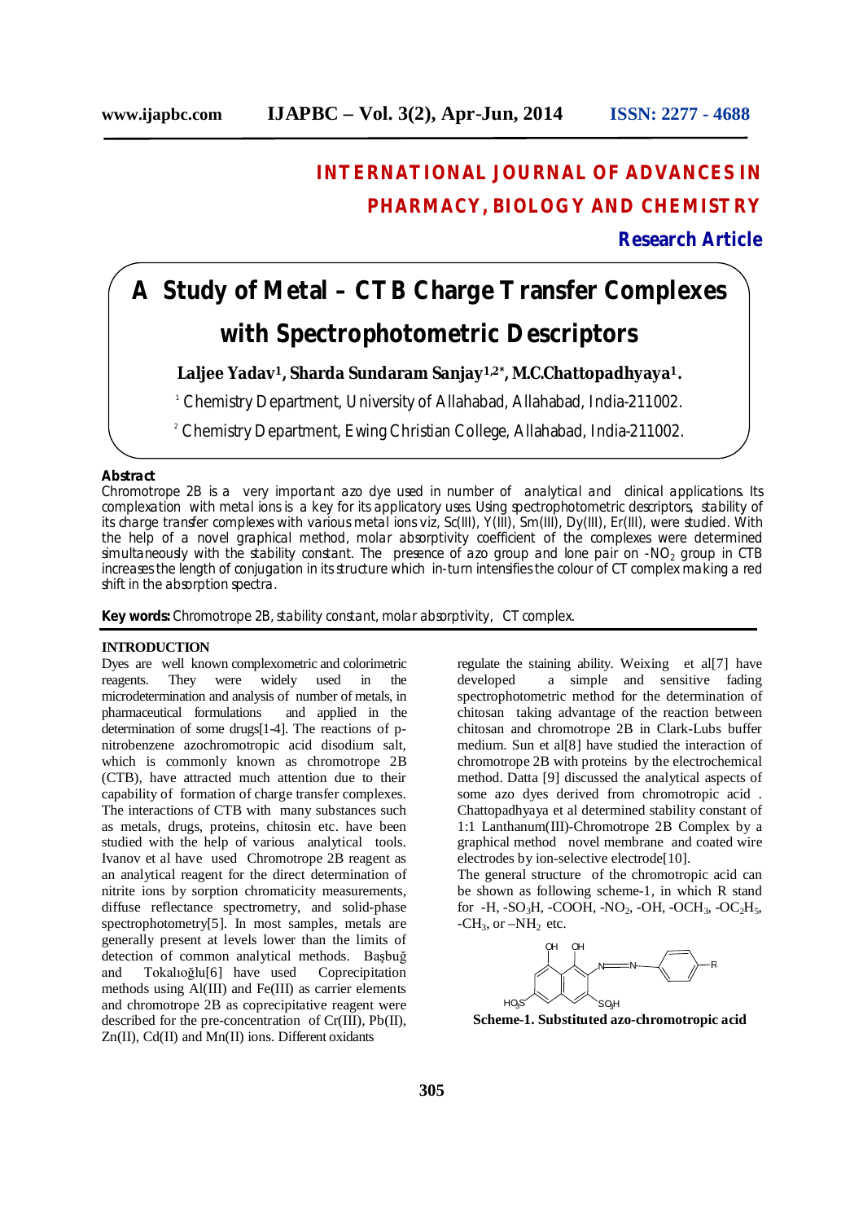# INTERNATIONAL JOURNAL OF ADVANCES IN PHARMACY, BIOLOGY AND CHEMISTRY

**Research Article**

# A Study of Metal – CTB Charge Transfer Complexes with Spectrophotometric Descriptors

**Laljee Yadav[1], Sharda Sundaram Sanjay[1,2]*, M.C.Chattopadhyaya[1].**

[1] Chemistry Department, University of Allahabad, Allahabad, India-211002.

[2] Chemistry Department, Ewing Christian College, Allahabad, India-211002.

**Abstract**

Chromotrope 2B is a very important azo dye used in number of analytical and clinical applications. Its complexation with metal ions is a key for its applicatory uses. Using spectrophotometric descriptors, stability of its charge transfer complexes with various metal ions viz, Sc(III), Y(III), Sm(III), Dy(III), Er(III), were studied. With the help of a novel graphical method, molar absorptivity coefficient of the complexes were determined simultaneously with the stability constant. The presence of azo group and lone pair on $-NO_2$ group in CTB increases the length of conjugation in its structure which in-turn intensifies the colour of CT complex making a red shift in the absorption spectra.

**Key words:** Chromotrope 2B, stability constant, molar absorptivity, CT complex.

## INTRODUCTION

Dyes are well known complexometric and colorimetric reagents. They were widely used in the microdetermination and analysis of number of metals, in pharmaceutical formulations and applied in the determination of some drugs[1-4]. The reactions of p-nitrobenzene azochromotropic acid disodium salt, which is commonly known as chromotrope 2B (CTB), have attracted much attention due to their capability of formation of charge transfer complexes. The interactions of CTB with many substances such as metals, drugs, proteins, chitosin etc. have been studied with the help of various analytical tools. Ivanov et al have used Chromotrope 2B reagent as an analytical reagent for the direct determination of nitrite ions by sorption chromaticity measurements, diffuse reflectance spectrometry, and solid-phase spectrophotometry[5]. In most samples, metals are generally present at levels lower than the limits of detection of common analytical methods. Başbuğ and Tokalıoğlu[6] have used Coprecipitation methods using Al(III) and Fe(III) as carrier elements and chromotrope 2B as coprecipitative reagent were described for the pre-concentration of Cr(III), Pb(II), Zn(II), Cd(II) and Mn(II) ions. Different oxidants regulate the staining ability. Weixing et al[7] have developed a simple and sensitive fading spectrophotometric method for the determination of chitosan taking advantage of the reaction between chitosan and chromotrope 2B in Clark-Lubs buffer medium. Sun et al[8] have studied the interaction of chromotrope 2B with proteins by the electrochemical method. Datta [9] discussed the analytical aspects of some azo dyes derived from chromotropic acid . Chattopadhyaya et al determined stability constant of 1:1 Lanthanum(III)-Chromotrope 2B Complex by a graphical method novel membrane and coated wire electrodes by ion-selective electrode[10].

The general structure of the chromotropic acid can be shown as following scheme-1, in which R stand for -H, $-SO_3H$, -COOH, $-NO_2$, -OH, $-OCH_3$, $-OC_2H_5$, $-CH_3$, or $-NH_2$ etc.

**Scheme-1. Substituted azo-chromotropic acid**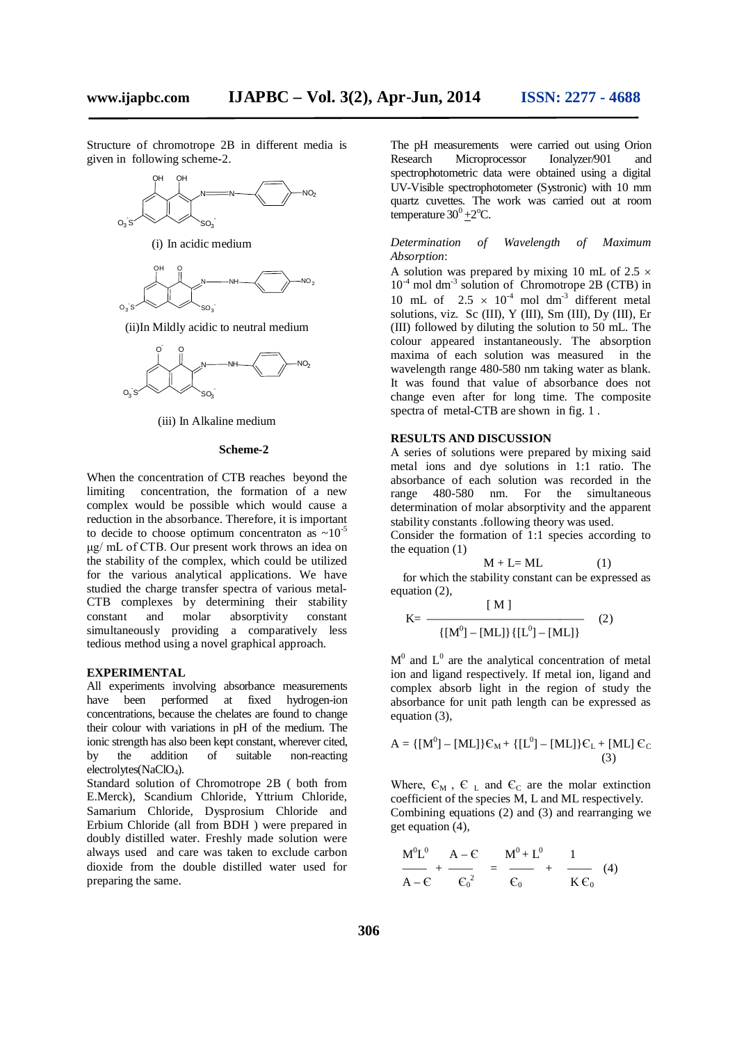Structure of chromotrope 2B in different media is given in following scheme-2.

(i) In acidic medium

(ii)In Mildly acidic to neutral medium

(iii) In Alkaline medium

**Scheme-2**

When the concentration of CTB reaches beyond the limiting concentration, the formation of a new complex would be possible which would cause a reduction in the absorbance. Therefore, it is important to decide to choose optimum concentraton as $\sim 10^{-5}$ μg/ mL of CTB. Our present work throws an idea on the stability of the complex, which could be utilized for the various analytical applications. We have studied the charge transfer spectra of various metal-CTB complexes by determining their stability constant and molar absorptivity constant simultaneously providing a comparatively less tedious method using a novel graphical approach.

## EXPERIMENTAL

All experiments involving absorbance measurements have been performed at fixed hydrogen-ion concentrations, because the chelates are found to change their colour with variations in pH of the medium. The ionic strength has also been kept constant, wherever cited, by the addition of suitable non-reacting electrolytes($NaClO_4$).

Standard solution of Chromotrope 2B ( both from E.Merck), Scandium Chloride, Yttrium Chloride, Samarium Chloride, Dysprosium Chloride and Erbium Chloride (all from BDH ) were prepared in doubly distilled water. Freshly made solution were always used and care was taken to exclude carbon dioxide from the double distilled water used for preparing the same.

The pH measurements were carried out using Orion Research Microprocessor Ionalyzer/901 and spectrophotometric data were obtained using a digital UV-Visible spectrophotometer (Systronic) with 10 mm quartz cuvettes. The work was carried out at room temperature $30^0 \pm 2^oC$.

*Determination of Wavelength of Maximum Absorption*:

A solution was prepared by mixing 10 mL of $2.5 \times 10^{-4}$ mol dm$^{-3}$ solution of Chromotrope 2B (CTB) in 10 mL of $2.5 \times 10^{-4}$ mol dm$^{-3}$ different metal solutions, viz. Sc (III), Y (III), Sm (III), Dy (III), Er (III) followed by diluting the solution to 50 mL. The colour appeared instantaneously. The absorption maxima of each solution was measured in the wavelength range 480-580 nm taking water as blank. It was found that value of absorbance does not change even after for long time. The composite spectra of metal-CTB are shown in fig. 1 .

## RESULTS AND DISCUSSION

A series of solutions were prepared by mixing said metal ions and dye solutions in 1:1 ratio. The absorbance of each solution was recorded in the range 480-580 nm. For the simultaneous determination of molar absorptivity and the apparent stability constants .following theory was used.

Consider the formation of 1:1 species according to the equation (1)

$$M + L = ML \qquad (1)$$

for which the stability constant can be expressed as equation (2),

$$K = \frac{[M]}{\{[M^0] - [ML]\}\{[L^0] - [ML]\}} \qquad (2)$$

$M^0$ and $L^0$ are the analytical concentration of metal ion and ligand respectively. If metal ion, ligand and complex absorb light in the region of study the absorbance for unit path length can be expressed as equation (3),

$$A = \{[M^0] - [ML]\}Є_M + \{[L^0] - [ML]\}Є_L + [ML]\,Є_C \qquad (3)$$

Where, $Є_M$ , $Є_L$ and $Є_C$ are the molar extinction coefficient of the species M, L and ML respectively.

Combining equations (2) and (3) and rearranging we get equation (4),

$$\frac{M^0L^0}{A - Є} + \frac{A - Є}{Є_0^2} = \frac{M^0 + L^0}{Є_0} + \frac{1}{K\,Є_0} \qquad (4)$$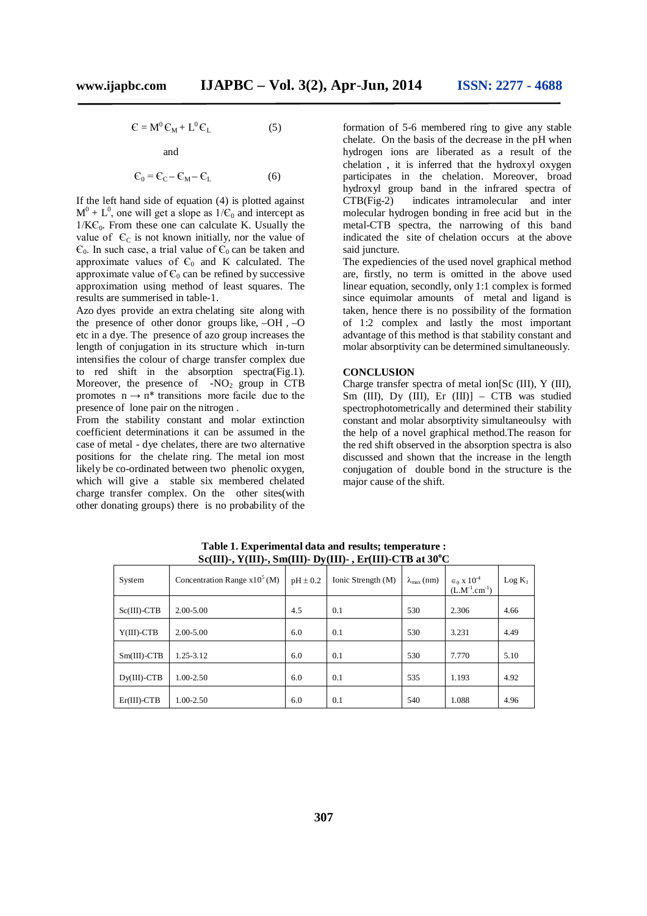$$\epsilon = M^0\epsilon_M + L^0\epsilon_L \qquad (5)$$

and

$$\epsilon_0 = \epsilon_C - \epsilon_M - \epsilon_L \qquad (6)$$

If the left hand side of equation (4) is plotted against $M^0 + L^0$, one will get a slope as $1/\epsilon_0$ and intercept as $1/K\epsilon_0$. From these one can calculate K. Usually the value of $\epsilon_C$ is not known initially, nor the value of $\epsilon_0$. In such case, a trial value of $\epsilon_0$ can be taken and approximate values of $\epsilon_0$ and K calculated. The approximate value of $\epsilon_0$ can be refined by successive approximation using method of least squares. The results are summerised in table-1.

Azo dyes provide an extra chelating site along with the presence of other donor groups like, –OH , –O etc in a dye. The presence of azo group increases the length of conjugation in its structure which in-turn intensifies the colour of charge transfer complex due to red shift in the absorption spectra(Fig.1). Moreover, the presence of $-NO_2$ group in CTB promotes $n \rightarrow \pi^*$ transitions more facile due to the presence of lone pair on the nitrogen .

From the stability constant and molar extinction coefficient determinations it can be assumed in the case of metal - dye chelates, there are two alternative positions for the chelate ring. The metal ion most likely be co-ordinated between two phenolic oxygen, which will give a stable six membered chelated charge transfer complex. On the other sites(with other donating groups) there is no probability of the formation of 5-6 membered ring to give any stable chelate. On the basis of the decrease in the pH when hydrogen ions are liberated as a result of the chelation , it is inferred that the hydroxyl oxygen participates in the chelation. Moreover, broad hydroxyl group band in the infrared spectra of CTB(Fig-2) indicates intramolecular and inter molecular hydrogen bonding in free acid but in the metal-CTB spectra, the narrowing of this band indicated the site of chelation occurs at the above said juncture.

The expediencies of the used novel graphical method are, firstly, no term is omitted in the above used linear equation, secondly, only 1:1 complex is formed since equimolar amounts of metal and ligand is taken, hence there is no possibility of the formation of 1:2 complex and lastly the most important advantage of this method is that stability constant and molar absorptivity can be determined simultaneously.

## CONCLUSION

Charge transfer spectra of metal ion[Sc (III), Y (III), Sm (III), Dy (III), Er (III)] – CTB was studied spectrophotometrically and determined their stability constant and molar absorptivity simultaneoulsy with the help of a novel graphical method.The reason for the red shift observed in the absorption spectra is also discussed and shown that the increase in the length conjugation of double bond in the structure is the major cause of the shift.

**Table 1. Experimental data and results; temperature : Sc(III)-, Y(III)-, Sm(III)- Dy(III)- , Er(III)-CTB at 30°C**

| System | Concentration Range $x10^5$ (M) | pH ± 0.2 | Ionic Strength (M) | $\lambda_{max}$ (nm) | $\epsilon_0$ x $10^{-4}$ ($L.M^{-1}.cm^{-1}$) | Log $K_1$ |
|---|---|---|---|---|---|---|
| Sc(III)-CTB | 2.00-5.00 | 4.5 | 0.1 | 530 | 2.306 | 4.66 |
| Y(III)-CTB | 2.00-5.00 | 6.0 | 0.1 | 530 | 3.231 | 4.49 |
| Sm(III)-CTB | 1.25-3.12 | 6.0 | 0.1 | 530 | 7.770 | 5.10 |
| Dy(III)-CTB | 1.00-2.50 | 6.0 | 0.1 | 535 | 1.193 | 4.92 |
| Er(III)-CTB | 1.00-2.50 | 6.0 | 0.1 | 540 | 1.088 | 4.96 |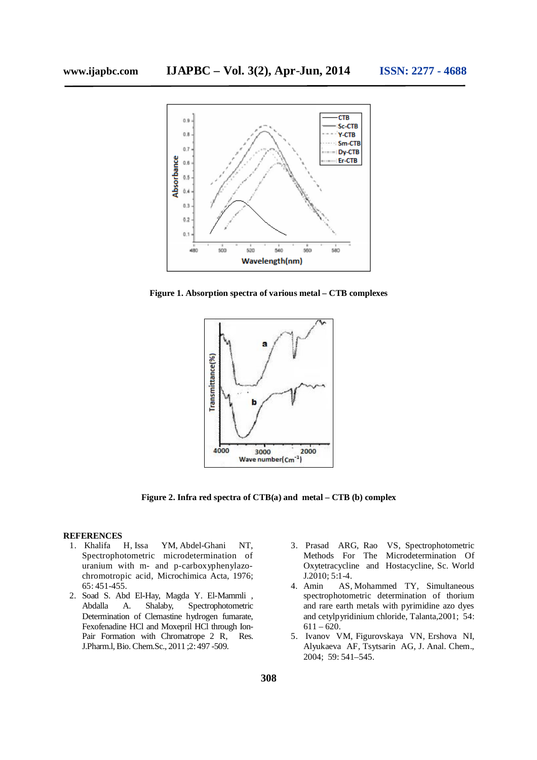Figure 1. Absorption spectra of various metal – CTB complexes

Figure 2. Infra red spectra of CTB(a) and metal – CTB (b) complex

## REFERENCES

1. Khalifa H, Issa YM, Abdel-Ghani NT, Spectrophotometric microdetermination of uranium with m- and p-carboxyphenylazo-chromotropic acid, Microchimica Acta, 1976; 65: 451-455.
2. Soad S. Abd El-Hay, Magda Y. El-Mammli, Abdalla A. Shalaby, Spectrophotometric Determination of Clemastine hydrogen fumarate, Fexofenadine HCl and Moxepril HCl through Ion-Pair Formation with Chromatrope 2 R, Res. J.Pharm.l, Bio. Chem.Sc., 2011 ;2: 497 -509.
3. Prasad ARG, Rao VS, Spectrophotometric Methods For The Microdetermination Of Oxytetracycline and Hostacycline, Sc. World J.2010; 5:1-4.
4. Amin AS, Mohammed TY, Simultaneous spectrophotometric determination of thorium and rare earth metals with pyrimidine azo dyes and cetylpyridinium chloride, Talanta,2001; 54: 611 – 620.
5. Ivanov VM, Figurovskaya VN, Ershova NI, Alyukaeva AF, Tsytsarin AG, J. Anal. Chem., 2004; 59: 541–545.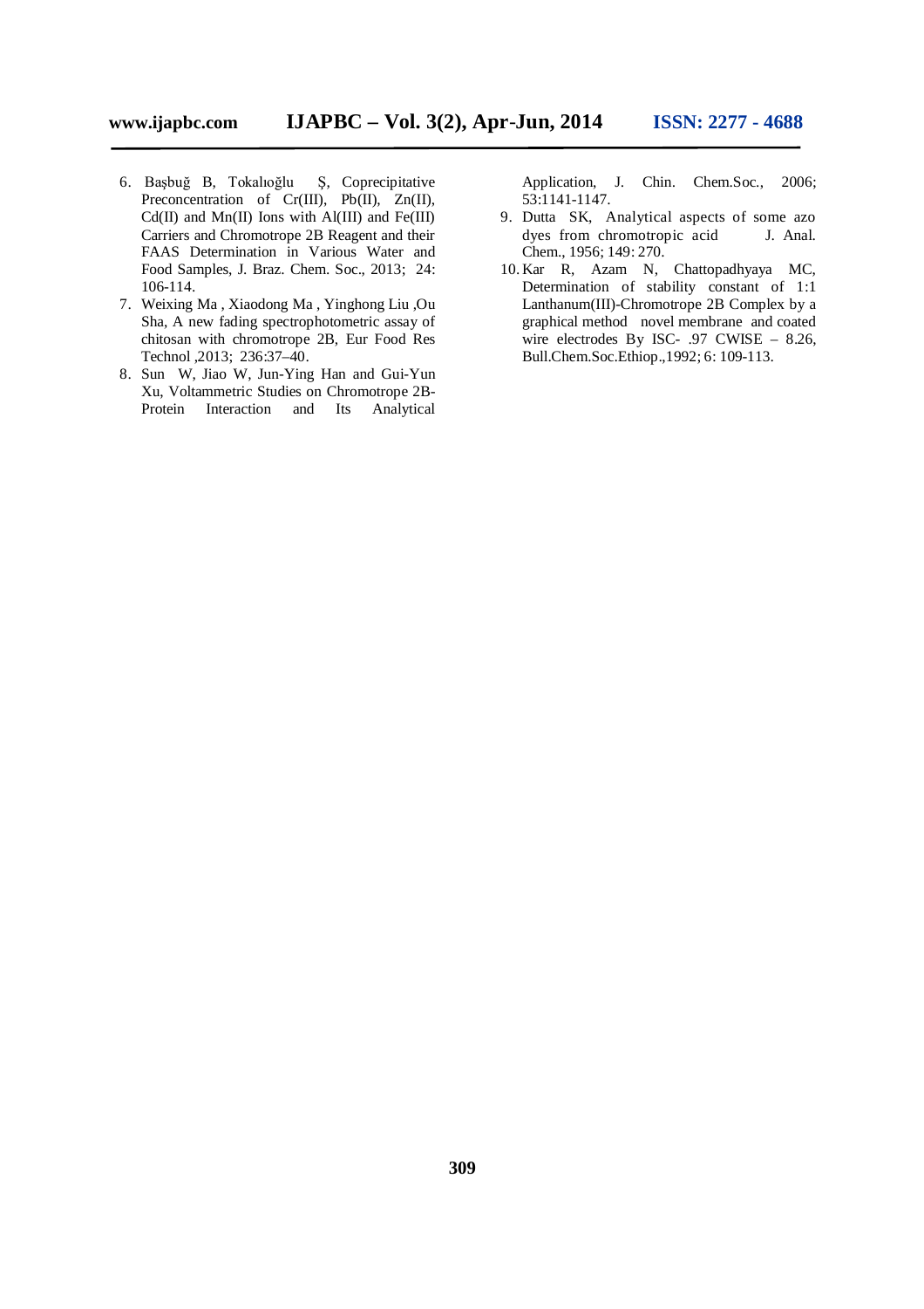6. Başbuğ B, Tokalıoğlu Ş, Coprecipitative Preconcentration of Cr(III), Pb(II), Zn(II), Cd(II) and Mn(II) Ions with Al(III) and Fe(III) Carriers and Chromotrope 2B Reagent and their FAAS Determination in Various Water and Food Samples, J. Braz. Chem. Soc., 2013; 24: 106-114.
7. Weixing Ma , Xiaodong Ma , Yinghong Liu ,Ou Sha, A new fading spectrophotometric assay of chitosan with chromotrope 2B, Eur Food Res Technol ,2013; 236:37–40.
8. Sun W, Jiao W, Jun-Ying Han and Gui-Yun Xu, Voltammetric Studies on Chromotrope 2B-Protein Interaction and Its Analytical Application, J. Chin. Chem.Soc., 2006; 53:1141-1147.
9. Dutta SK, Analytical aspects of some azo dyes from chromotropic acid J. Anal. Chem., 1956; 149: 270.
10. Kar R, Azam N, Chattopadhyaya MC, Determination of stability constant of 1:1 Lanthanum(III)-Chromotrope 2B Complex by a graphical method novel membrane and coated wire electrodes By ISC- .97 CWISE – 8.26, Bull.Chem.Soc.Ethiop.,1992; 6: 109-113.